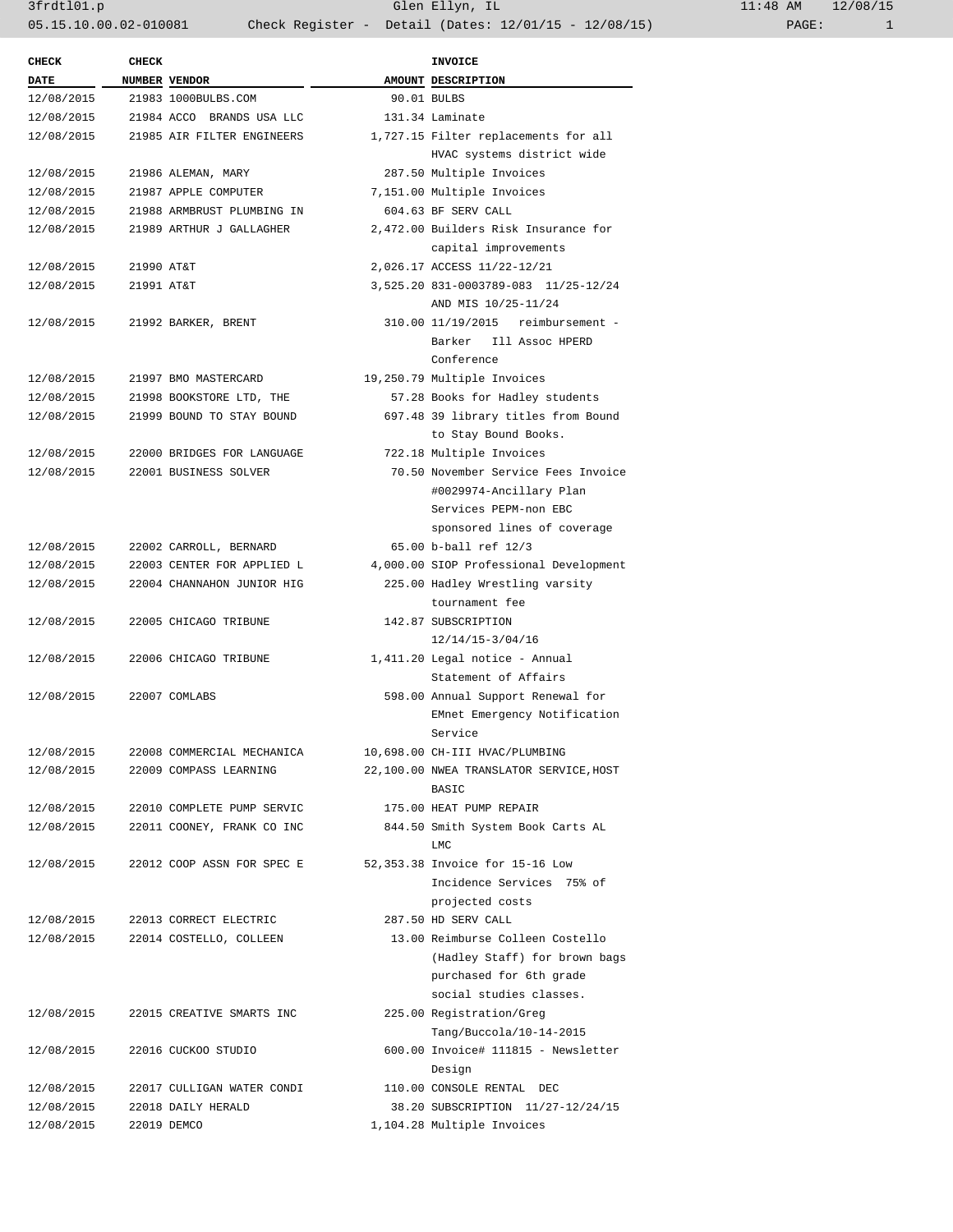| CHECK DATE | CHECK NUMBER | VENDOR | AMOUNT | INVOICE DESCRIPTION |
|---|---|---|---|---|
| 12/08/2015 | 21983 | 1000BULBS.COM | 90.01 | BULBS |
| 12/08/2015 | 21984 | ACCO BRANDS USA LLC | 131.34 | Laminate |
| 12/08/2015 | 21985 | AIR FILTER ENGINEERS | 1,727.15 | Filter replacements for all HVAC systems district wide |
| 12/08/2015 | 21986 | ALEMAN, MARY | 287.50 | Multiple Invoices |
| 12/08/2015 | 21987 | APPLE COMPUTER | 7,151.00 | Multiple Invoices |
| 12/08/2015 | 21988 | ARMBRUST PLUMBING IN | 604.63 | BF SERV CALL |
| 12/08/2015 | 21989 | ARTHUR J GALLAGHER | 2,472.00 | Builders Risk Insurance for capital improvements |
| 12/08/2015 | 21990 | AT&T | 2,026.17 | ACCESS 11/22-12/21 |
| 12/08/2015 | 21991 | AT&T | 3,525.20 | 831-0003789-083 11/25-12/24 AND MIS 10/25-11/24 |
| 12/08/2015 | 21992 | BARKER, BRENT | 310.00 | 11/19/2015 reimbursement - Barker Ill Assoc HPERD Conference |
| 12/08/2015 | 21997 | BMO MASTERCARD | 19,250.79 | Multiple Invoices |
| 12/08/2015 | 21998 | BOOKSTORE LTD, THE | 57.28 | Books for Hadley students |
| 12/08/2015 | 21999 | BOUND TO STAY BOUND | 697.48 | 39 library titles from Bound to Stay Bound Books. |
| 12/08/2015 | 22000 | BRIDGES FOR LANGUAGE | 722.18 | Multiple Invoices |
| 12/08/2015 | 22001 | BUSINESS SOLVER | 70.50 | November Service Fees Invoice #0029974-Ancillary Plan Services PEPM-non EBC sponsored lines of coverage |
| 12/08/2015 | 22002 | CARROLL, BERNARD | 65.00 | b-ball ref 12/3 |
| 12/08/2015 | 22003 | CENTER FOR APPLIED L | 4,000.00 | SIOP Professional Development |
| 12/08/2015 | 22004 | CHANNAHON JUNIOR HIG | 225.00 | Hadley Wrestling varsity tournament fee |
| 12/08/2015 | 22005 | CHICAGO TRIBUNE | 142.87 | SUBSCRIPTION 12/14/15-3/04/16 |
| 12/08/2015 | 22006 | CHICAGO TRIBUNE | 1,411.20 | Legal notice - Annual Statement of Affairs |
| 12/08/2015 | 22007 | COMLABS | 598.00 | Annual Support Renewal for EMnet Emergency Notification Service |
| 12/08/2015 | 22008 | COMMERCIAL MECHANICA | 10,698.00 | CH-III HVAC/PLUMBING |
| 12/08/2015 | 22009 | COMPASS LEARNING | 22,100.00 | NWEA TRANSLATOR SERVICE,HOST BASIC |
| 12/08/2015 | 22010 | COMPLETE PUMP SERVIC | 175.00 | HEAT PUMP REPAIR |
| 12/08/2015 | 22011 | COONEY, FRANK CO INC | 844.50 | Smith System Book Carts AL LMC |
| 12/08/2015 | 22012 | COOP ASSN FOR SPEC E | 52,353.38 | Invoice for 15-16 Low Incidence Services 75% of projected costs |
| 12/08/2015 | 22013 | CORRECT ELECTRIC | 287.50 | HD SERV CALL |
| 12/08/2015 | 22014 | COSTELLO, COLLEEN | 13.00 | Reimburse Colleen Costello (Hadley Staff) for brown bags purchased for 6th grade social studies classes. |
| 12/08/2015 | 22015 | CREATIVE SMARTS INC | 225.00 | Registration/Greg Tang/Buccola/10-14-2015 |
| 12/08/2015 | 22016 | CUCKOO STUDIO | 600.00 | Invoice# 111815 - Newsletter Design |
| 12/08/2015 | 22017 | CULLIGAN WATER CONDI | 110.00 | CONSOLE RENTAL DEC |
| 12/08/2015 | 22018 | DAILY HERALD | 38.20 | SUBSCRIPTION 11/27-12/24/15 |
| 12/08/2015 | 22019 | DEMCO | 1,104.28 | Multiple Invoices |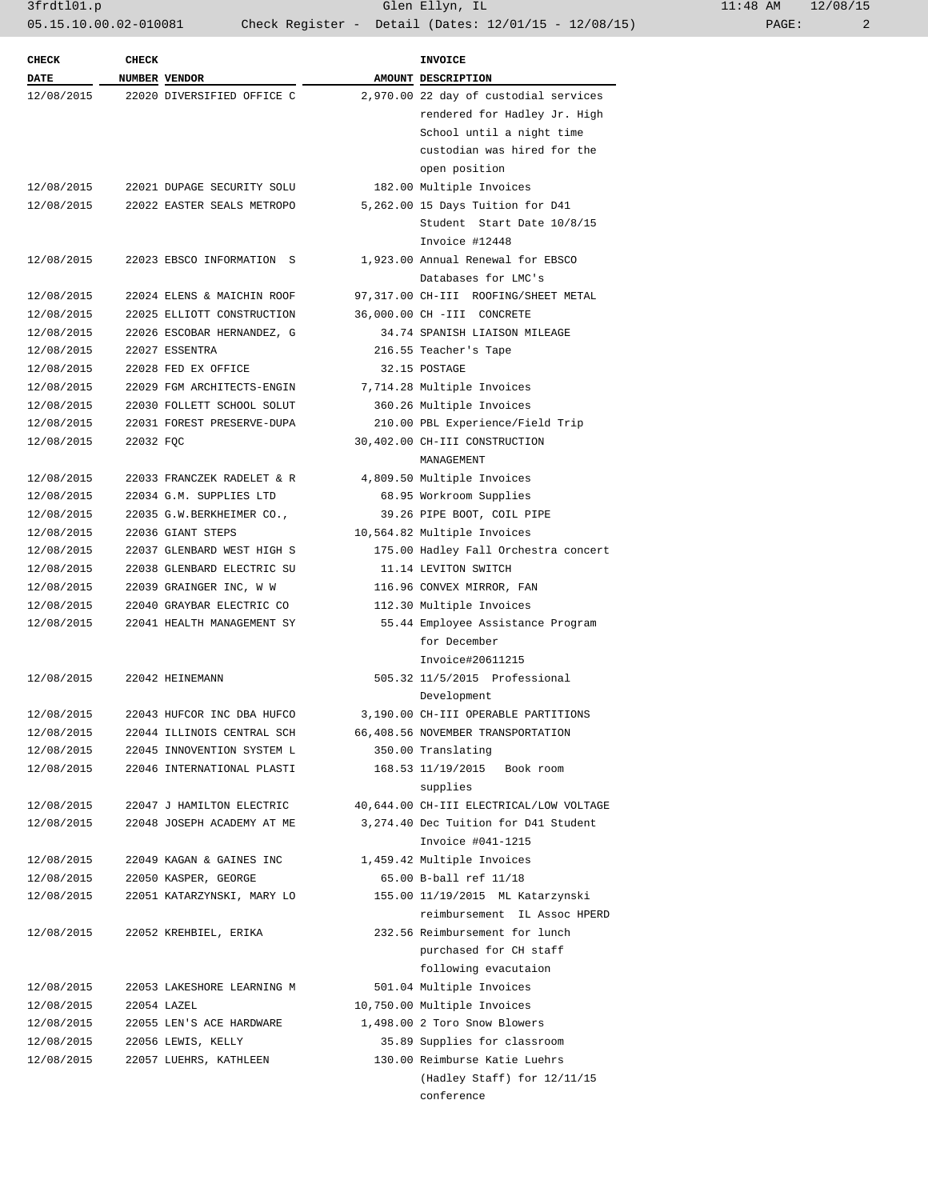| CHECK DATE | CHECK NUMBER | VENDOR | AMOUNT | INVOICE DESCRIPTION |
|---|---|---|---|---|
| 12/08/2015 | 22020 | DIVERSIFIED OFFICE C | 2,970.00 | 22 day of custodial services rendered for Hadley Jr. High School until a night time custodian was hired for the open position |
| 12/08/2015 | 22021 | DUPAGE SECURITY SOLU | 182.00 | Multiple Invoices |
| 12/08/2015 | 22022 | EASTER SEALS METROPO | 5,262.00 | 15 Days Tuition for D41 Student Start Date 10/8/15 Invoice #12448 |
| 12/08/2015 | 22023 | EBSCO INFORMATION S | 1,923.00 | Annual Renewal for EBSCO Databases for LMC's |
| 12/08/2015 | 22024 | ELENS & MAICHIN ROOF | 97,317.00 | CH-III ROOFING/SHEET METAL |
| 12/08/2015 | 22025 | ELLIOTT CONSTRUCTION | 36,000.00 | CH -III CONCRETE |
| 12/08/2015 | 22026 | ESCOBAR HERNANDEZ, G | 34.74 | SPANISH LIAISON MILEAGE |
| 12/08/2015 | 22027 | ESSENTRA | 216.55 | Teacher's Tape |
| 12/08/2015 | 22028 | FED EX OFFICE | 32.15 | POSTAGE |
| 12/08/2015 | 22029 | FGM ARCHITECTS-ENGIN | 7,714.28 | Multiple Invoices |
| 12/08/2015 | 22030 | FOLLETT SCHOOL SOLUT | 360.26 | Multiple Invoices |
| 12/08/2015 | 22031 | FOREST PRESERVE-DUPA | 210.00 | PBL Experience/Field Trip |
| 12/08/2015 | 22032 | FQC | 30,402.00 | CH-III CONSTRUCTION MANAGEMENT |
| 12/08/2015 | 22033 | FRANCZEK RADELET & R | 4,809.50 | Multiple Invoices |
| 12/08/2015 | 22034 | G.M. SUPPLIES LTD | 68.95 | Workroom Supplies |
| 12/08/2015 | 22035 | G.W.BERKHEIMER CO., | 39.26 | PIPE BOOT, COIL PIPE |
| 12/08/2015 | 22036 | GIANT STEPS | 10,564.82 | Multiple Invoices |
| 12/08/2015 | 22037 | GLENBARD WEST HIGH S | 175.00 | Hadley Fall Orchestra concert |
| 12/08/2015 | 22038 | GLENBARD ELECTRIC SU | 11.14 | LEVITON SWITCH |
| 12/08/2015 | 22039 | GRAINGER INC, W W | 116.96 | CONVEX MIRROR, FAN |
| 12/08/2015 | 22040 | GRAYBAR ELECTRIC CO | 112.30 | Multiple Invoices |
| 12/08/2015 | 22041 | HEALTH MANAGEMENT SY | 55.44 | Employee Assistance Program for December Invoice#20611215 |
| 12/08/2015 | 22042 | HEINEMANN | 505.32 | 11/5/2015 Professional Development |
| 12/08/2015 | 22043 | HUFCOR INC DBA HUFCO | 3,190.00 | CH-III OPERABLE PARTITIONS |
| 12/08/2015 | 22044 | ILLINOIS CENTRAL SCH | 66,408.56 | NOVEMBER TRANSPORTATION |
| 12/08/2015 | 22045 | INNOVENTION SYSTEM L | 350.00 | Translating |
| 12/08/2015 | 22046 | INTERNATIONAL PLASTI | 168.53 | 11/19/2015 Book room supplies |
| 12/08/2015 | 22047 | J HAMILTON ELECTRIC | 40,644.00 | CH-III ELECTRICAL/LOW VOLTAGE |
| 12/08/2015 | 22048 | JOSEPH ACADEMY AT ME | 3,274.40 | Dec Tuition for D41 Student Invoice #041-1215 |
| 12/08/2015 | 22049 | KAGAN & GAINES INC | 1,459.42 | Multiple Invoices |
| 12/08/2015 | 22050 | KASPER, GEORGE | 65.00 | B-ball ref 11/18 |
| 12/08/2015 | 22051 | KATARZYNSKI, MARY LO | 155.00 | 11/19/2015 ML Katarzynski reimbursement IL Assoc HPERD |
| 12/08/2015 | 22052 | KREHBIEL, ERIKA | 232.56 | Reimbursement for lunch purchased for CH staff following evacutaion |
| 12/08/2015 | 22053 | LAKESHORE LEARNING M | 501.04 | Multiple Invoices |
| 12/08/2015 | 22054 | LAZEL | 10,750.00 | Multiple Invoices |
| 12/08/2015 | 22055 | LEN'S ACE HARDWARE | 1,498.00 | 2 Toro Snow Blowers |
| 12/08/2015 | 22056 | LEWIS, KELLY | 35.89 | Supplies for classroom |
| 12/08/2015 | 22057 | LUEHRS, KATHLEEN | 130.00 | Reimburse Katie Luehrs (Hadley Staff) for 12/11/15 conference |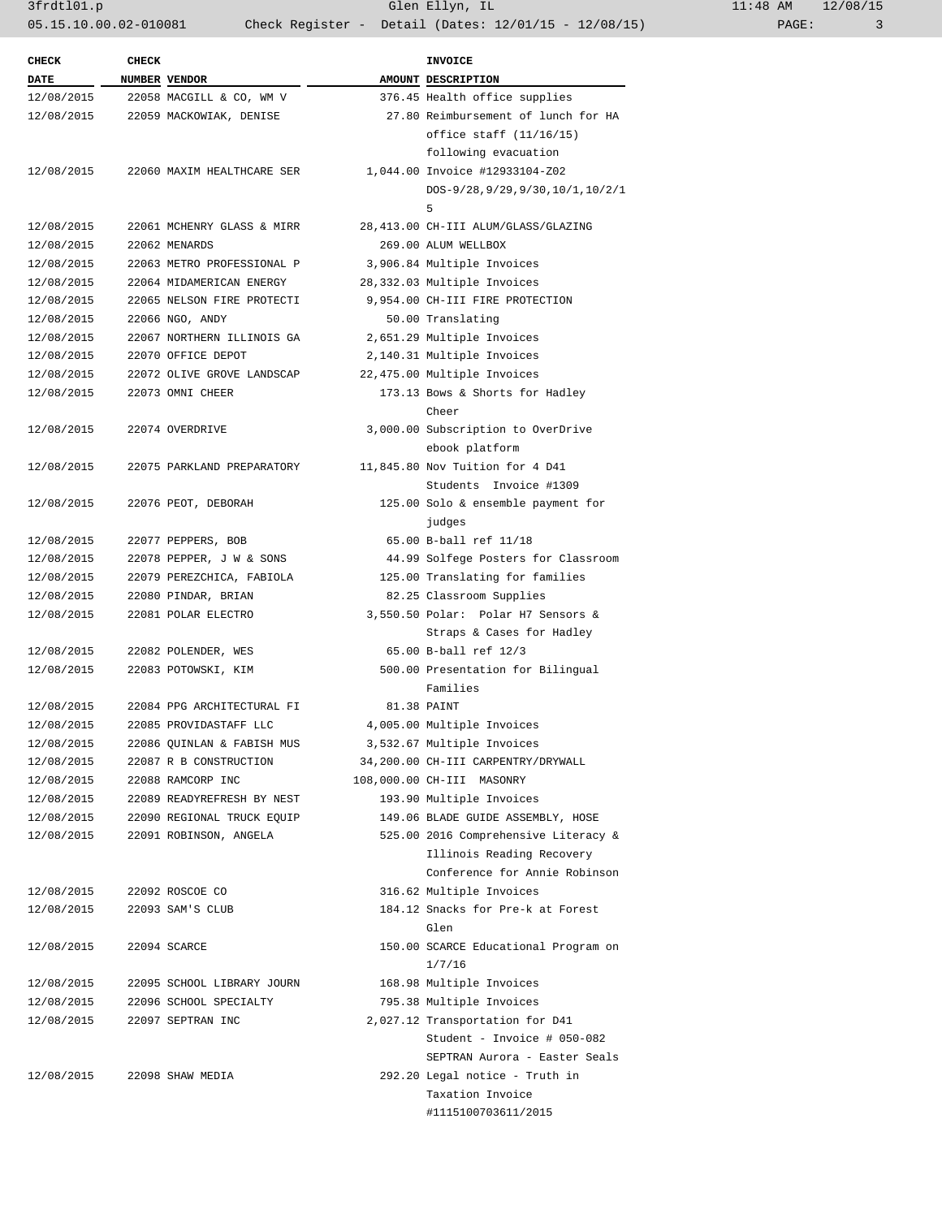| CHECK DATE | CHECK NUMBER | VENDOR | AMOUNT | INVOICE DESCRIPTION |
|---|---|---|---|---|
| 12/08/2015 | 22058 | MACGILL & CO, WM V | 376.45 | Health office supplies |
| 12/08/2015 | 22059 | MACKOWIAK, DENISE | 27.80 | Reimbursement of lunch for HA office staff (11/16/15) following evacuation |
| 12/08/2015 | 22060 | MAXIM HEALTHCARE SER | 1,044.00 | Invoice #12933104-Z02 DOS-9/28,9/29,9/30,10/1,10/2/15 |
| 12/08/2015 | 22061 | MCHENRY GLASS & MIRR | 28,413.00 | CH-III ALUM/GLASS/GLAZING |
| 12/08/2015 | 22062 | MENARDS | 269.00 | ALUM WELLBOX |
| 12/08/2015 | 22063 | METRO PROFESSIONAL P | 3,906.84 | Multiple Invoices |
| 12/08/2015 | 22064 | MIDAMERICAN ENERGY | 28,332.03 | Multiple Invoices |
| 12/08/2015 | 22065 | NELSON FIRE PROTECTI | 9,954.00 | CH-III FIRE PROTECTION |
| 12/08/2015 | 22066 | NGO, ANDY | 50.00 | Translating |
| 12/08/2015 | 22067 | NORTHERN ILLINOIS GA | 2,651.29 | Multiple Invoices |
| 12/08/2015 | 22070 | OFFICE DEPOT | 2,140.31 | Multiple Invoices |
| 12/08/2015 | 22072 | OLIVE GROVE LANDSCAP | 22,475.00 | Multiple Invoices |
| 12/08/2015 | 22073 | OMNI CHEER | 173.13 | Bows & Shorts for Hadley Cheer |
| 12/08/2015 | 22074 | OVERDRIVE | 3,000.00 | Subscription to OverDrive ebook platform |
| 12/08/2015 | 22075 | PARKLAND PREPARATORY | 11,845.80 | Nov Tuition for 4 D41 Students Invoice #1309 |
| 12/08/2015 | 22076 | PEOT, DEBORAH | 125.00 | Solo & ensemble payment for judges |
| 12/08/2015 | 22077 | PEPPERS, BOB | 65.00 | B-ball ref 11/18 |
| 12/08/2015 | 22078 | PEPPER, J W & SONS | 44.99 | Solfege Posters for Classroom |
| 12/08/2015 | 22079 | PEREZCHICA, FABIOLA | 125.00 | Translating for families |
| 12/08/2015 | 22080 | PINDAR, BRIAN | 82.25 | Classroom Supplies |
| 12/08/2015 | 22081 | POLAR ELECTRO | 3,550.50 | Polar: Polar H7 Sensors & Straps & Cases for Hadley |
| 12/08/2015 | 22082 | POLENDER, WES | 65.00 | B-ball ref 12/3 |
| 12/08/2015 | 22083 | POTOWSKI, KIM | 500.00 | Presentation for Bilingual Families |
| 12/08/2015 | 22084 | PPG ARCHITECTURAL FI | 81.38 | PAINT |
| 12/08/2015 | 22085 | PROVIDASTAFF LLC | 4,005.00 | Multiple Invoices |
| 12/08/2015 | 22086 | QUINLAN & FABISH MUS | 3,532.67 | Multiple Invoices |
| 12/08/2015 | 22087 | R B CONSTRUCTION | 34,200.00 | CH-III CARPENTRY/DRYWALL |
| 12/08/2015 | 22088 | RAMCORP INC | 108,000.00 | CH-III MASONRY |
| 12/08/2015 | 22089 | READYREFRESH BY NEST | 193.90 | Multiple Invoices |
| 12/08/2015 | 22090 | REGIONAL TRUCK EQUIP | 149.06 | BLADE GUIDE ASSEMBLY, HOSE |
| 12/08/2015 | 22091 | ROBINSON, ANGELA | 525.00 | 2016 Comprehensive Literacy & Illinois Reading Recovery Conference for Annie Robinson |
| 12/08/2015 | 22092 | ROSCOE CO | 316.62 | Multiple Invoices |
| 12/08/2015 | 22093 | SAM'S CLUB | 184.12 | Snacks for Pre-k at Forest Glen |
| 12/08/2015 | 22094 | SCARCE | 150.00 | SCARCE Educational Program on 1/7/16 |
| 12/08/2015 | 22095 | SCHOOL LIBRARY JOURN | 168.98 | Multiple Invoices |
| 12/08/2015 | 22096 | SCHOOL SPECIALTY | 795.38 | Multiple Invoices |
| 12/08/2015 | 22097 | SEPTRAN INC | 2,027.12 | Transportation for D41 Student - Invoice # 050-082 SEPTRAN Aurora - Easter Seals |
| 12/08/2015 | 22098 | SHAW MEDIA | 292.20 | Legal notice - Truth in Taxation Invoice #1115100703611/2015 |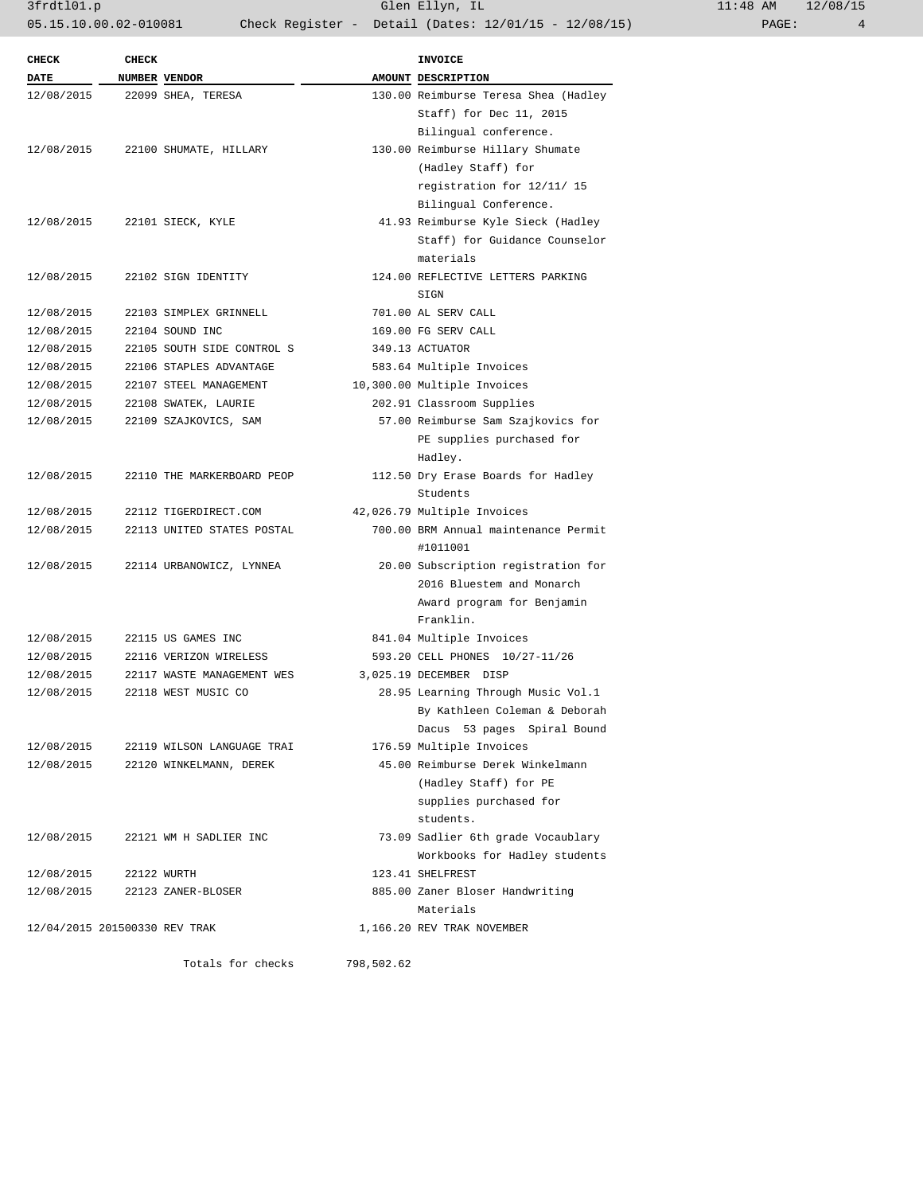| CHECK DATE | CHECK NUMBER | VENDOR | AMOUNT | INVOICE DESCRIPTION |
|---|---|---|---|---|
| 12/08/2015 | 22099 | SHEA, TERESA | 130.00 | Reimburse Teresa Shea (Hadley Staff) for Dec 11, 2015 Bilingual conference. |
| 12/08/2015 | 22100 | SHUMATE, HILLARY | 130.00 | Reimburse Hillary Shumate (Hadley Staff) for registration for 12/11/ 15 Bilingual Conference. |
| 12/08/2015 | 22101 | SIECK, KYLE | 41.93 | Reimburse Kyle Sieck (Hadley Staff) for Guidance Counselor materials |
| 12/08/2015 | 22102 | SIGN IDENTITY | 124.00 | REFLECTIVE LETTERS PARKING SIGN |
| 12/08/2015 | 22103 | SIMPLEX GRINNELL | 701.00 | AL SERV CALL |
| 12/08/2015 | 22104 | SOUND INC | 169.00 | FG SERV CALL |
| 12/08/2015 | 22105 | SOUTH SIDE CONTROL S | 349.13 | ACTUATOR |
| 12/08/2015 | 22106 | STAPLES ADVANTAGE | 583.64 | Multiple Invoices |
| 12/08/2015 | 22107 | STEEL MANAGEMENT | 10,300.00 | Multiple Invoices |
| 12/08/2015 | 22108 | SWATEK, LAURIE | 202.91 | Classroom Supplies |
| 12/08/2015 | 22109 | SZAJKOVICS, SAM | 57.00 | Reimburse Sam Szajkovics for PE supplies purchased for Hadley. |
| 12/08/2015 | 22110 | THE MARKERBOARD PEOP | 112.50 | Dry Erase Boards for Hadley Students |
| 12/08/2015 | 22112 | TIGERDIRECT.COM | 42,026.79 | Multiple Invoices |
| 12/08/2015 | 22113 | UNITED STATES POSTAL | 700.00 | BRM Annual maintenance Permit #1011001 |
| 12/08/2015 | 22114 | URBANOWICZ, LYNNEA | 20.00 | Subscription registration for 2016 Bluestem and Monarch Award program for Benjamin Franklin. |
| 12/08/2015 | 22115 | US GAMES INC | 841.04 | Multiple Invoices |
| 12/08/2015 | 22116 | VERIZON WIRELESS | 593.20 | CELL PHONES 10/27-11/26 |
| 12/08/2015 | 22117 | WASTE MANAGEMENT WES | 3,025.19 | DECEMBER DISP |
| 12/08/2015 | 22118 | WEST MUSIC CO | 28.95 | Learning Through Music Vol.1 By Kathleen Coleman & Deborah Dacus 53 pages Spiral Bound |
| 12/08/2015 | 22119 | WILSON LANGUAGE TRAI | 176.59 | Multiple Invoices |
| 12/08/2015 | 22120 | WINKELMANN, DEREK | 45.00 | Reimburse Derek Winkelmann (Hadley Staff) for PE supplies purchased for students. |
| 12/08/2015 | 22121 | WM H SADLIER INC | 73.09 | Sadlier 6th grade Vocaublary Workbooks for Hadley students |
| 12/08/2015 | 22122 | WURTH | 123.41 | SHELFREST |
| 12/08/2015 | 22123 | ZANER-BLOSER | 885.00 | Zaner Bloser Handwriting Materials |
| 12/04/2015 | 201500330 | REV TRAK | 1,166.20 | REV TRAK NOVEMBER |
| | | Totals for checks | 798,502.62 | |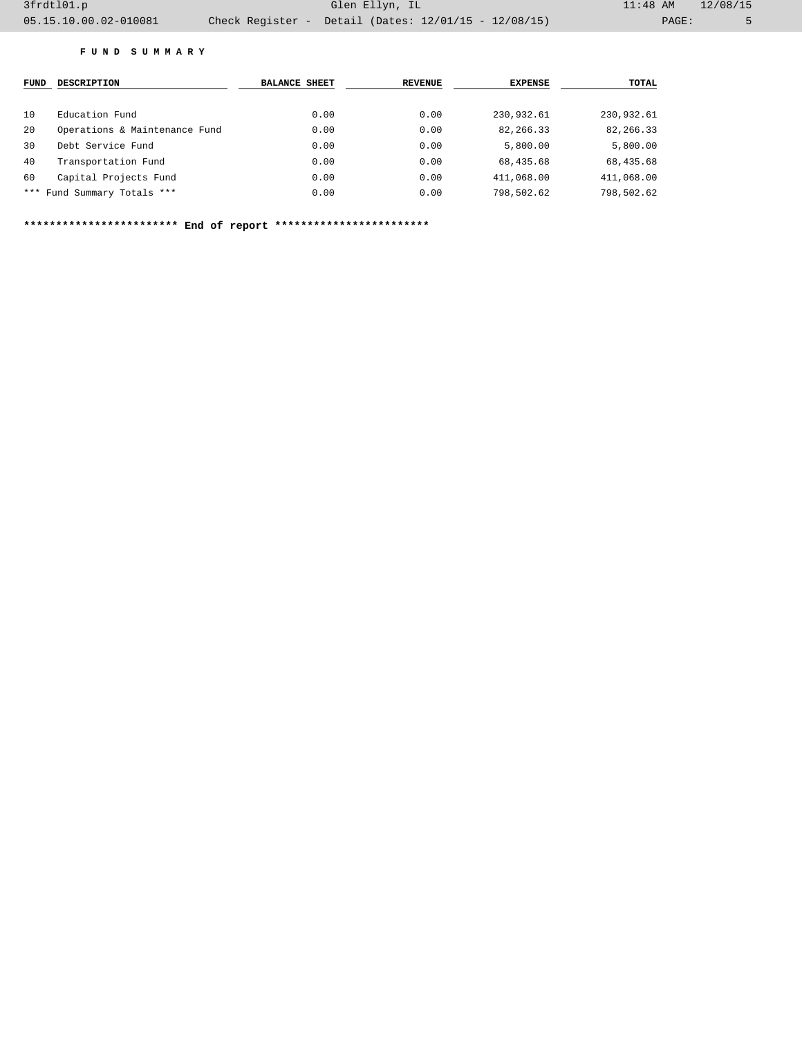**F U N D   S U M M A R Y**

| FUND | DESCRIPTION | BALANCE SHEET | REVENUE | EXPENSE | TOTAL |
|---|---|---|---|---|---|
| 10 | Education Fund | 0.00 | 0.00 | 230,932.61 | 230,932.61 |
| 20 | Operations & Maintenance Fund | 0.00 | 0.00 | 82,266.33 | 82,266.33 |
| 30 | Debt Service Fund | 0.00 | 0.00 | 5,800.00 | 5,800.00 |
| 40 | Transportation Fund | 0.00 | 0.00 | 68,435.68 | 68,435.68 |
| 60 | Capital Projects Fund | 0.00 | 0.00 | 411,068.00 | 411,068.00 |
| *** Fund Summary Totals *** | | 0.00 | 0.00 | 798,502.62 | 798,502.62 |

**************************** End of report ****************************